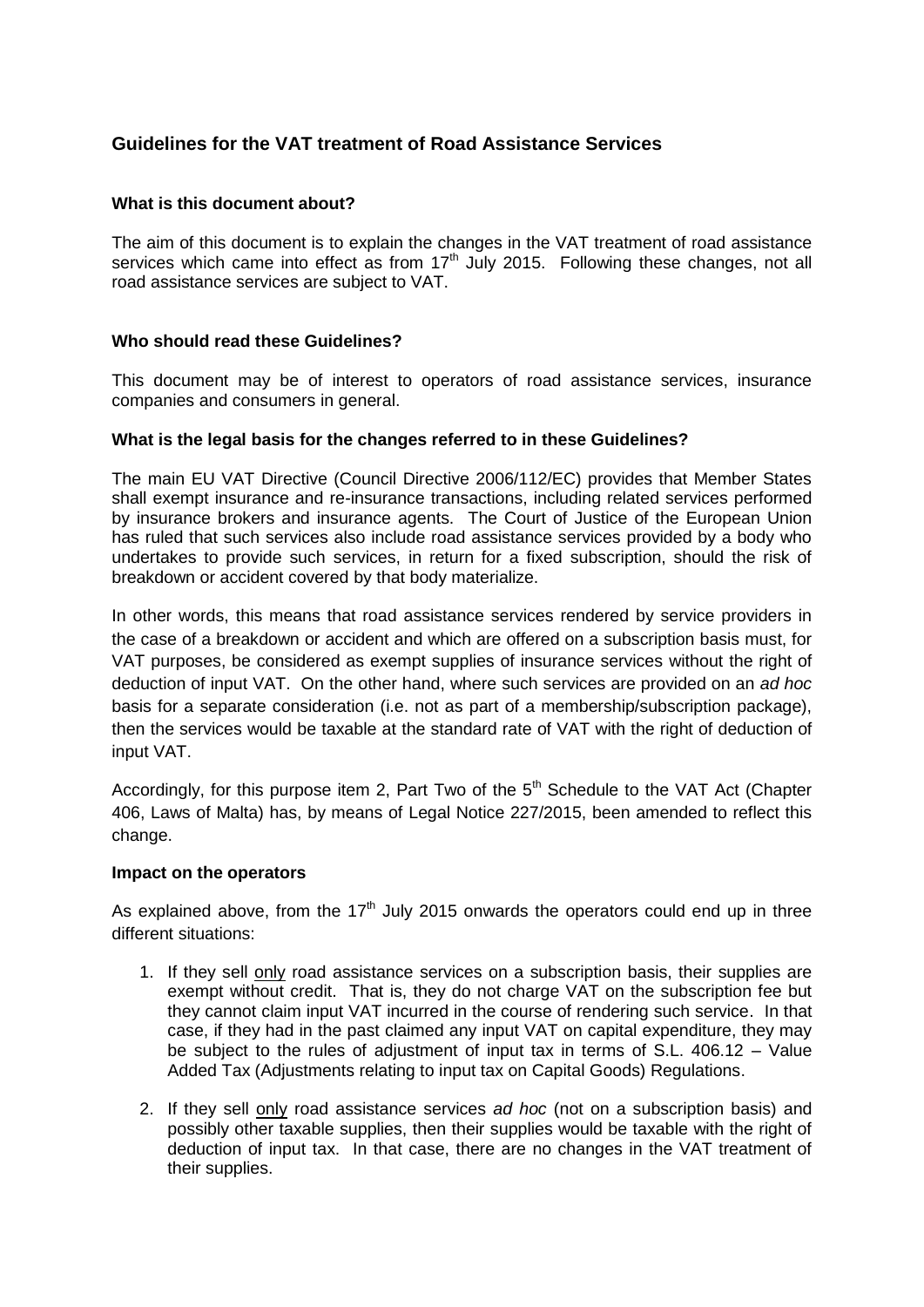## Guidelines for the VAT treatment of Road Assistance Services

### What is this document about?

The aim of this document is to explain the changes in the VAT treatment of road assistance services which came into effect as from 17th July 2015. Following these changes, not all road assistance services are subject to VAT.

### Who should read these Guidelines?

This document may be of interest to operators of road assistance services, insurance companies and consumers in general.

### What is the legal basis for the changes referred to in these Guidelines?

The main EU VAT Directive (Council Directive 2006/112/EC) provides that Member States shall exempt insurance and re-insurance transactions, including related services performed by insurance brokers and insurance agents. The Court of Justice of the European Union has ruled that such services also include road assistance services provided by a body who undertakes to provide such services, in return for a fixed subscription, should the risk of breakdown or accident covered by that body materialize.

In other words, this means that road assistance services rendered by service providers in the case of a breakdown or accident and which are offered on a subscription basis must, for VAT purposes, be considered as exempt supplies of insurance services without the right of deduction of input VAT. On the other hand, where such services are provided on an *ad hoc* basis for a separate consideration (i.e. not as part of a membership/subscription package), then the services would be taxable at the standard rate of VAT with the right of deduction of input VAT.

Accordingly, for this purpose item 2, Part Two of the 5th Schedule to the VAT Act (Chapter 406, Laws of Malta) has, by means of Legal Notice 227/2015, been amended to reflect this change.

### Impact on the operators

As explained above, from the 17th July 2015 onwards the operators could end up in three different situations:

1. If they sell only road assistance services on a subscription basis, their supplies are exempt without credit. That is, they do not charge VAT on the subscription fee but they cannot claim input VAT incurred in the course of rendering such service. In that case, if they had in the past claimed any input VAT on capital expenditure, they may be subject to the rules of adjustment of input tax in terms of S.L. 406.12 – Value Added Tax (Adjustments relating to input tax on Capital Goods) Regulations.

2. If they sell only road assistance services *ad hoc* (not on a subscription basis) and possibly other taxable supplies, then their supplies would be taxable with the right of deduction of input tax. In that case, there are no changes in the VAT treatment of their supplies.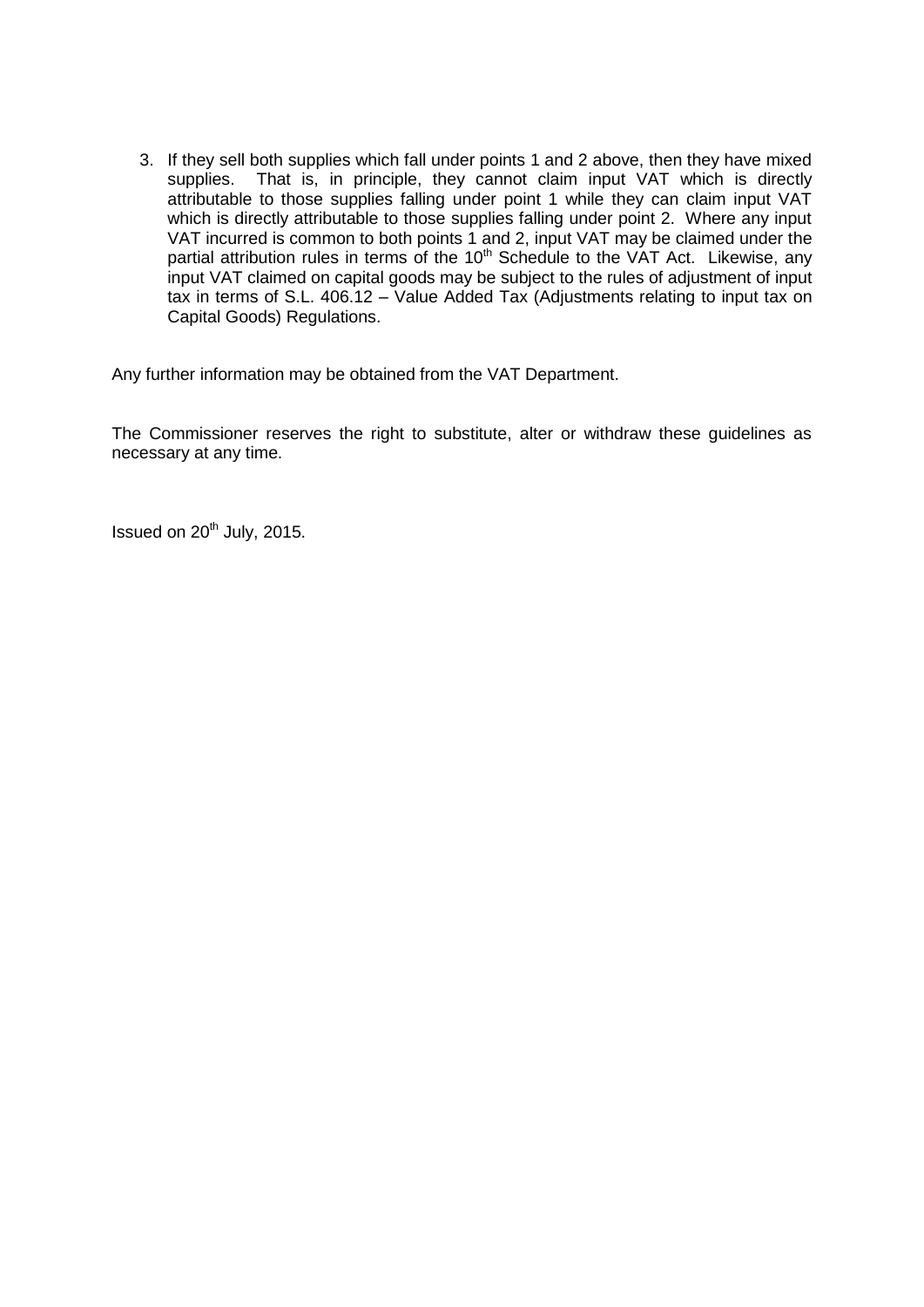3. If they sell both supplies which fall under points 1 and 2 above, then they have mixed supplies. That is, in principle, they cannot claim input VAT which is directly attributable to those supplies falling under point 1 while they can claim input VAT which is directly attributable to those supplies falling under point 2. Where any input VAT incurred is common to both points 1 and 2, input VAT may be claimed under the partial attribution rules in terms of the 10th Schedule to the VAT Act. Likewise, any input VAT claimed on capital goods may be subject to the rules of adjustment of input tax in terms of S.L. 406.12 – Value Added Tax (Adjustments relating to input tax on Capital Goods) Regulations.

Any further information may be obtained from the VAT Department.

The Commissioner reserves the right to substitute, alter or withdraw these guidelines as necessary at any time.

Issued on 20th July, 2015.